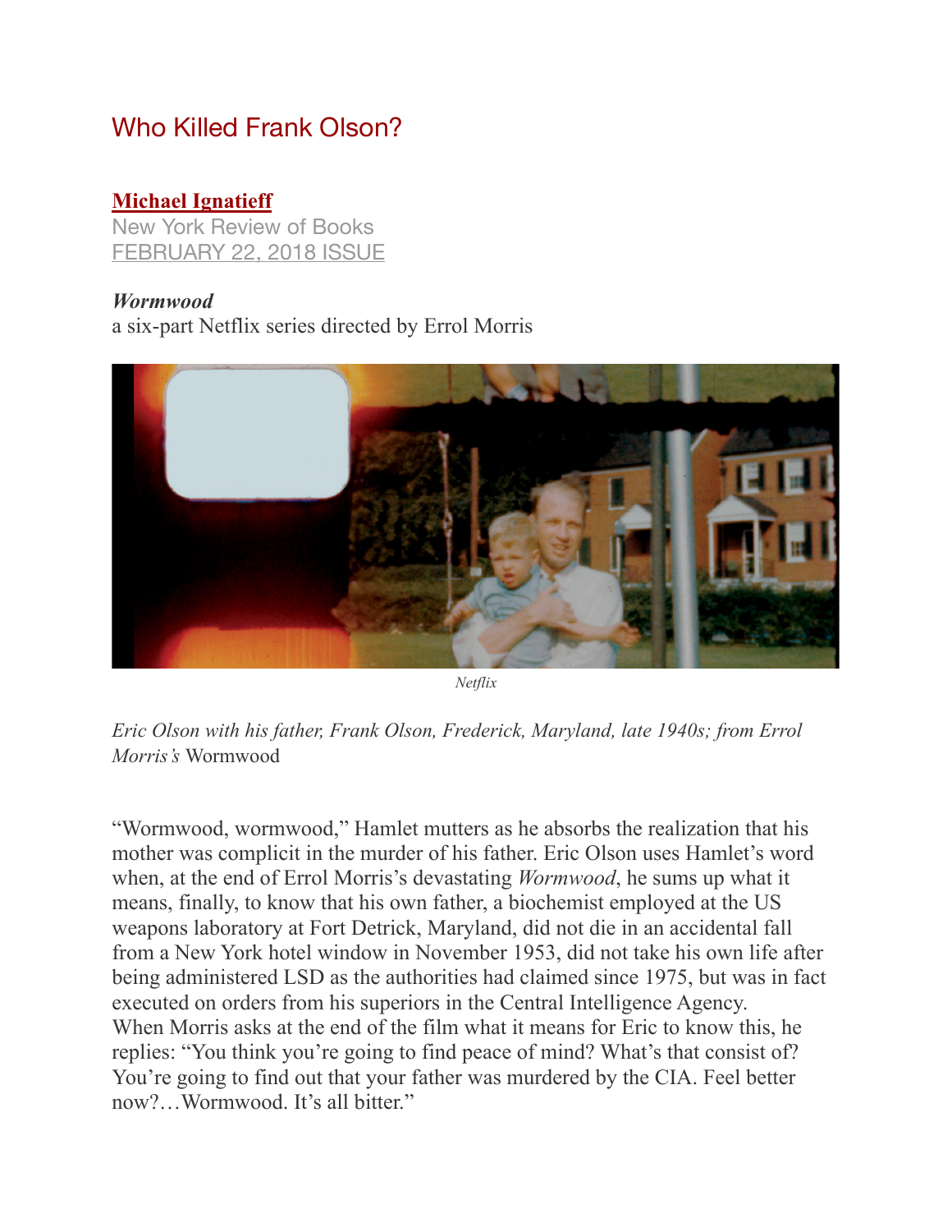# Who Killed Frank Olson?

**Michael Ignatieff**
New York Review of Books
FEBRUARY 22, 2018 ISSUE

***Wormwood***
a six-part Netflix series directed by Errol Morris

*Netflix*

*Eric Olson with his father, Frank Olson, Frederick, Maryland, late 1940s; from Errol Morris's* Wormwood

"Wormwood, wormwood," Hamlet mutters as he absorbs the realization that his mother was complicit in the murder of his father. Eric Olson uses Hamlet's word when, at the end of Errol Morris's devastating *Wormwood*, he sums up what it means, finally, to know that his own father, a biochemist employed at the US weapons laboratory at Fort Detrick, Maryland, did not die in an accidental fall from a New York hotel window in November 1953, did not take his own life after being administered LSD as the authorities had claimed since 1975, but was in fact executed on orders from his superiors in the Central Intelligence Agency. When Morris asks at the end of the film what it means for Eric to know this, he replies: "You think you're going to find peace of mind? What's that consist of? You're going to find out that your father was murdered by the CIA. Feel better now?…Wormwood. It's all bitter."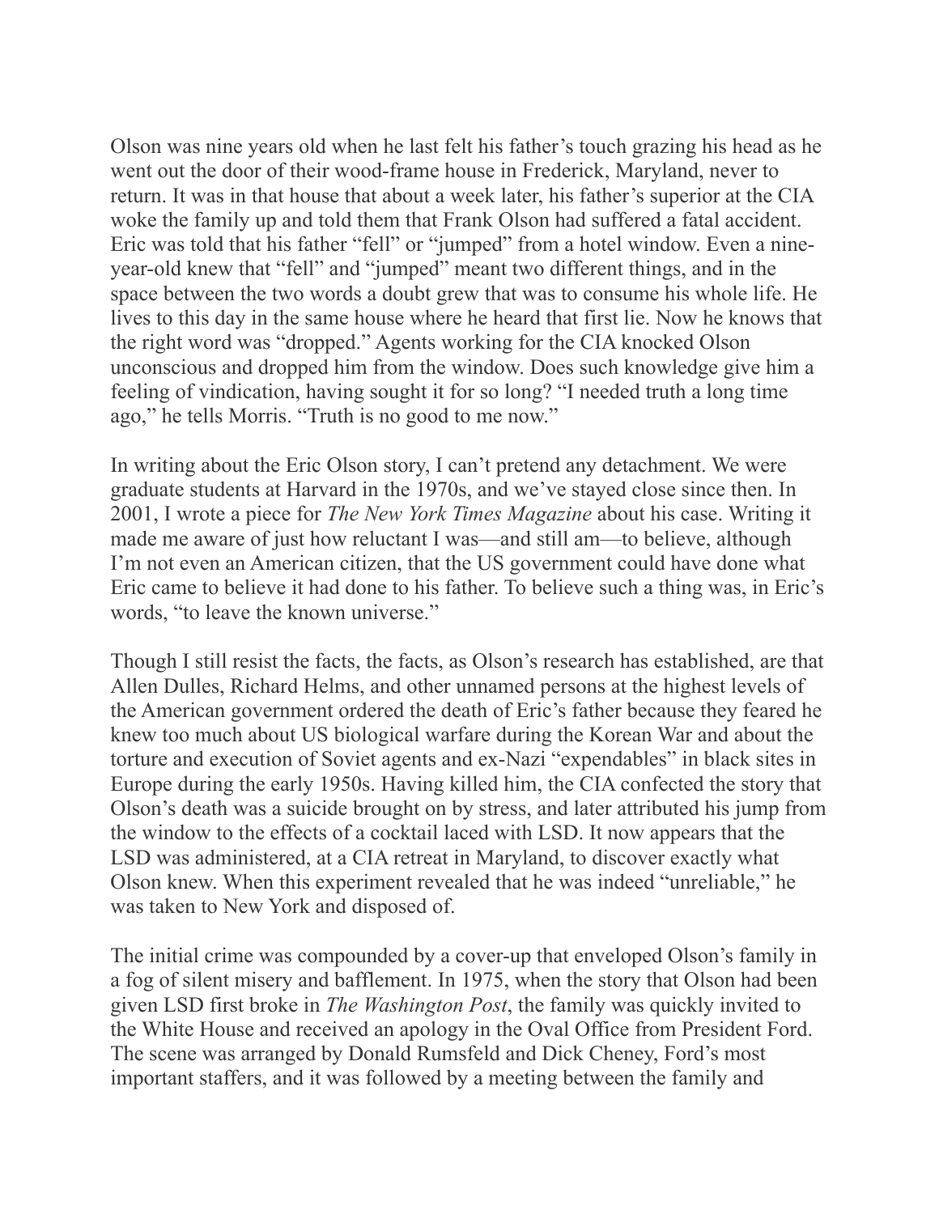Olson was nine years old when he last felt his father's touch grazing his head as he went out the door of their wood-frame house in Frederick, Maryland, never to return. It was in that house that about a week later, his father's superior at the CIA woke the family up and told them that Frank Olson had suffered a fatal accident. Eric was told that his father "fell" or "jumped" from a hotel window. Even a nine-year-old knew that "fell" and "jumped" meant two different things, and in the space between the two words a doubt grew that was to consume his whole life. He lives to this day in the same house where he heard that first lie. Now he knows that the right word was "dropped." Agents working for the CIA knocked Olson unconscious and dropped him from the window. Does such knowledge give him a feeling of vindication, having sought it for so long? "I needed truth a long time ago," he tells Morris. "Truth is no good to me now."

In writing about the Eric Olson story, I can't pretend any detachment. We were graduate students at Harvard in the 1970s, and we've stayed close since then. In 2001, I wrote a piece for *The New York Times Magazine* about his case. Writing it made me aware of just how reluctant I was—and still am—to believe, although I'm not even an American citizen, that the US government could have done what Eric came to believe it had done to his father. To believe such a thing was, in Eric's words, "to leave the known universe."

Though I still resist the facts, the facts, as Olson's research has established, are that Allen Dulles, Richard Helms, and other unnamed persons at the highest levels of the American government ordered the death of Eric's father because they feared he knew too much about US biological warfare during the Korean War and about the torture and execution of Soviet agents and ex-Nazi "expendables" in black sites in Europe during the early 1950s. Having killed him, the CIA confected the story that Olson's death was a suicide brought on by stress, and later attributed his jump from the window to the effects of a cocktail laced with LSD. It now appears that the LSD was administered, at a CIA retreat in Maryland, to discover exactly what Olson knew. When this experiment revealed that he was indeed "unreliable," he was taken to New York and disposed of.

The initial crime was compounded by a cover-up that enveloped Olson's family in a fog of silent misery and bafflement. In 1975, when the story that Olson had been given LSD first broke in *The Washington Post*, the family was quickly invited to the White House and received an apology in the Oval Office from President Ford. The scene was arranged by Donald Rumsfeld and Dick Cheney, Ford's most important staffers, and it was followed by a meeting between the family and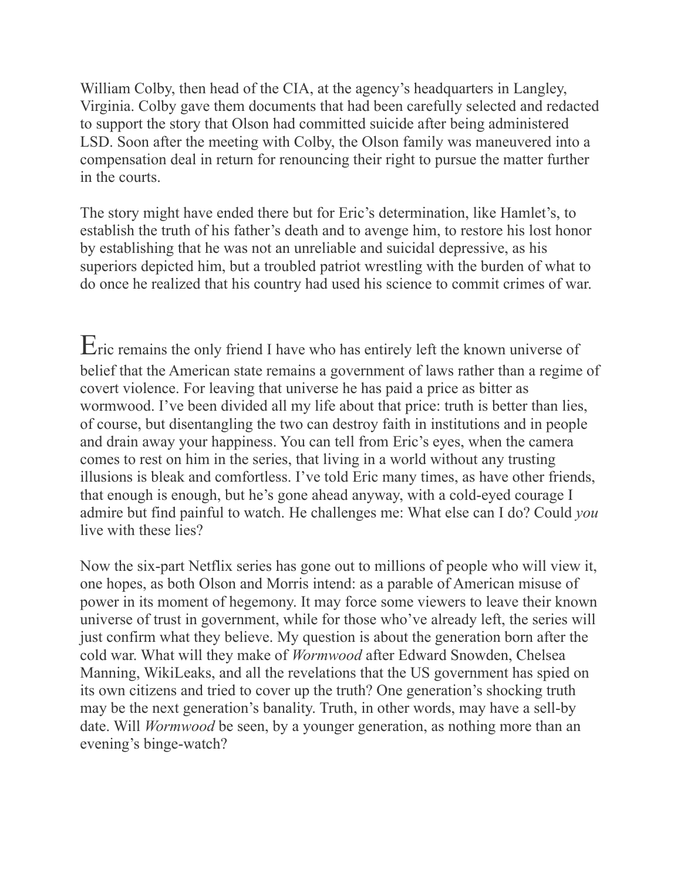William Colby, then head of the CIA, at the agency's headquarters in Langley, Virginia. Colby gave them documents that had been carefully selected and redacted to support the story that Olson had committed suicide after being administered LSD. Soon after the meeting with Colby, the Olson family was maneuvered into a compensation deal in return for renouncing their right to pursue the matter further in the courts.

The story might have ended there but for Eric's determination, like Hamlet's, to establish the truth of his father's death and to avenge him, to restore his lost honor by establishing that he was not an unreliable and suicidal depressive, as his superiors depicted him, but a troubled patriot wrestling with the burden of what to do once he realized that his country had used his science to commit crimes of war.

Eric remains the only friend I have who has entirely left the known universe of belief that the American state remains a government of laws rather than a regime of covert violence. For leaving that universe he has paid a price as bitter as wormwood. I've been divided all my life about that price: truth is better than lies, of course, but disentangling the two can destroy faith in institutions and in people and drain away your happiness. You can tell from Eric's eyes, when the camera comes to rest on him in the series, that living in a world without any trusting illusions is bleak and comfortless. I've told Eric many times, as have other friends, that enough is enough, but he's gone ahead anyway, with a cold-eyed courage I admire but find painful to watch. He challenges me: What else can I do? Could *you* live with these lies?

Now the six-part Netflix series has gone out to millions of people who will view it, one hopes, as both Olson and Morris intend: as a parable of American misuse of power in its moment of hegemony. It may force some viewers to leave their known universe of trust in government, while for those who've already left, the series will just confirm what they believe. My question is about the generation born after the cold war. What will they make of *Wormwood* after Edward Snowden, Chelsea Manning, WikiLeaks, and all the revelations that the US government has spied on its own citizens and tried to cover up the truth? One generation's shocking truth may be the next generation's banality. Truth, in other words, may have a sell-by date. Will *Wormwood* be seen, by a younger generation, as nothing more than an evening's binge-watch?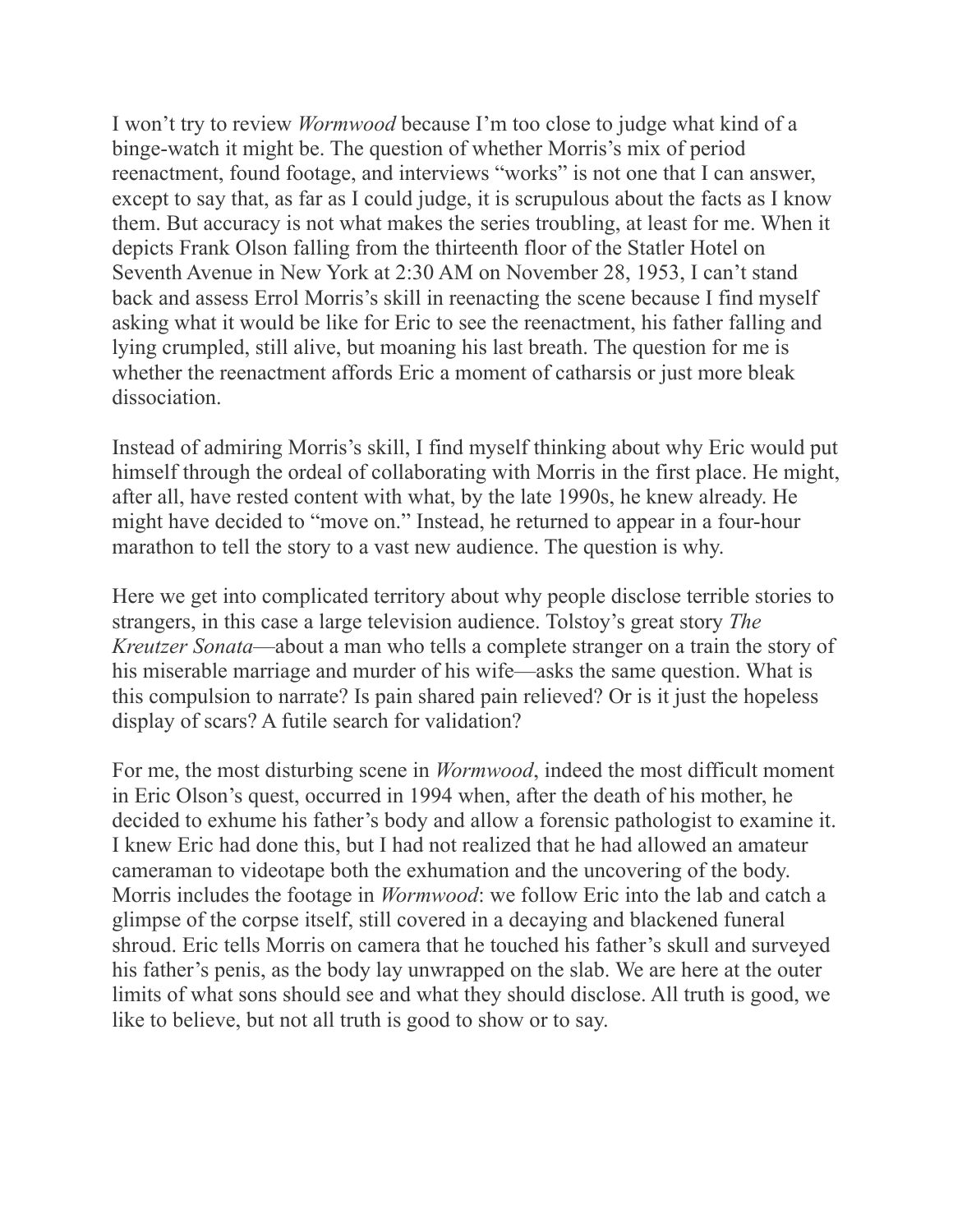I won't try to review *Wormwood* because I'm too close to judge what kind of a binge-watch it might be. The question of whether Morris's mix of period reenactment, found footage, and interviews "works" is not one that I can answer, except to say that, as far as I could judge, it is scrupulous about the facts as I know them. But accuracy is not what makes the series troubling, at least for me. When it depicts Frank Olson falling from the thirteenth floor of the Statler Hotel on Seventh Avenue in New York at 2:30 AM on November 28, 1953, I can't stand back and assess Errol Morris's skill in reenacting the scene because I find myself asking what it would be like for Eric to see the reenactment, his father falling and lying crumpled, still alive, but moaning his last breath. The question for me is whether the reenactment affords Eric a moment of catharsis or just more bleak dissociation.

Instead of admiring Morris's skill, I find myself thinking about why Eric would put himself through the ordeal of collaborating with Morris in the first place. He might, after all, have rested content with what, by the late 1990s, he knew already. He might have decided to "move on." Instead, he returned to appear in a four-hour marathon to tell the story to a vast new audience. The question is why.

Here we get into complicated territory about why people disclose terrible stories to strangers, in this case a large television audience. Tolstoy's great story *The Kreutzer Sonata*—about a man who tells a complete stranger on a train the story of his miserable marriage and murder of his wife—asks the same question. What is this compulsion to narrate? Is pain shared pain relieved? Or is it just the hopeless display of scars? A futile search for validation?

For me, the most disturbing scene in *Wormwood*, indeed the most difficult moment in Eric Olson's quest, occurred in 1994 when, after the death of his mother, he decided to exhume his father's body and allow a forensic pathologist to examine it. I knew Eric had done this, but I had not realized that he had allowed an amateur cameraman to videotape both the exhumation and the uncovering of the body. Morris includes the footage in *Wormwood*: we follow Eric into the lab and catch a glimpse of the corpse itself, still covered in a decaying and blackened funeral shroud. Eric tells Morris on camera that he touched his father's skull and surveyed his father's penis, as the body lay unwrapped on the slab. We are here at the outer limits of what sons should see and what they should disclose. All truth is good, we like to believe, but not all truth is good to show or to say.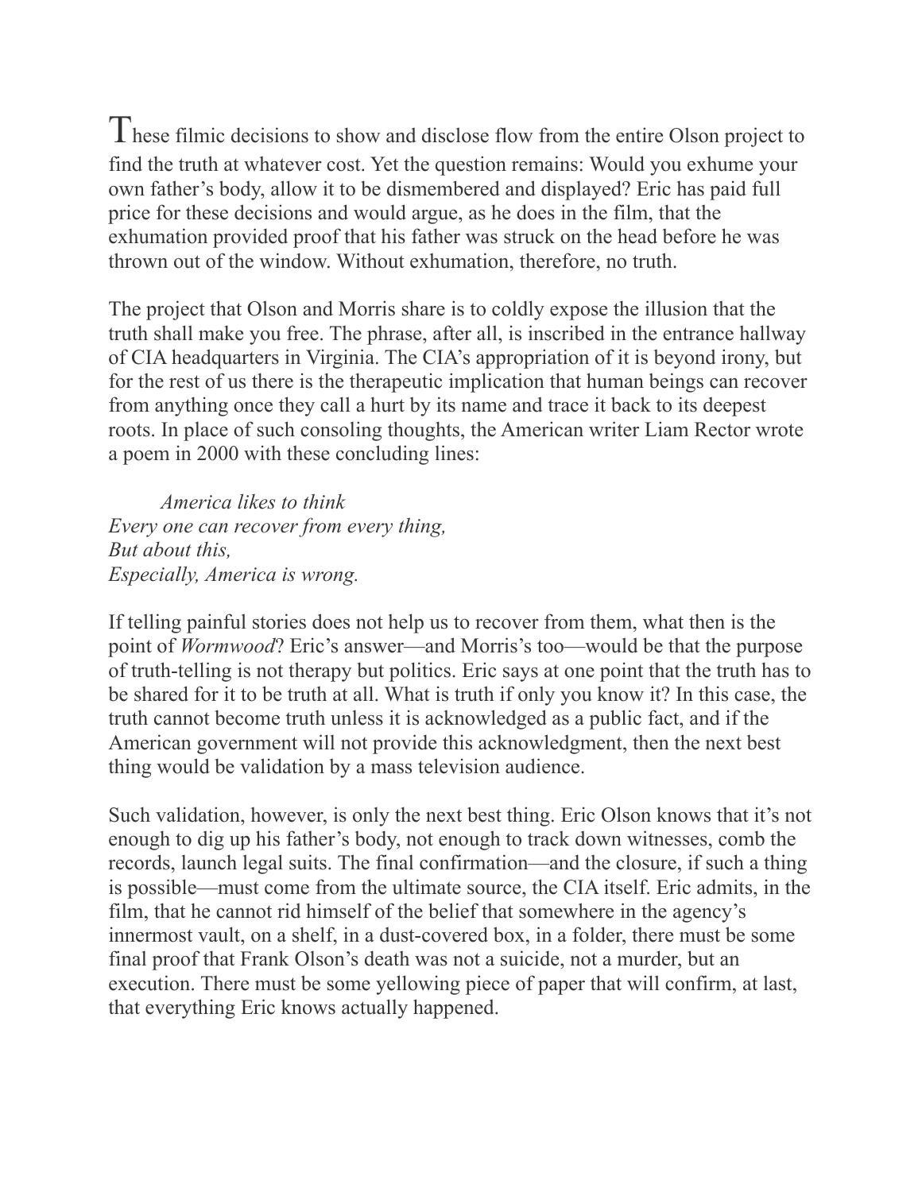These filmic decisions to show and disclose flow from the entire Olson project to find the truth at whatever cost. Yet the question remains: Would you exhume your own father's body, allow it to be dismembered and displayed? Eric has paid full price for these decisions and would argue, as he does in the film, that the exhumation provided proof that his father was struck on the head before he was thrown out of the window. Without exhumation, therefore, no truth.

The project that Olson and Morris share is to coldly expose the illusion that the truth shall make you free. The phrase, after all, is inscribed in the entrance hallway of CIA headquarters in Virginia. The CIA's appropriation of it is beyond irony, but for the rest of us there is the therapeutic implication that human beings can recover from anything once they call a hurt by its name and trace it back to its deepest roots. In place of such consoling thoughts, the American writer Liam Rector wrote a poem in 2000 with these concluding lines:

> *America likes to think*
> *Every one can recover from every thing,*
> *But about this,*
> *Especially, America is wrong.*

If telling painful stories does not help us to recover from them, what then is the point of *Wormwood*? Eric's answer—and Morris's too—would be that the purpose of truth-telling is not therapy but politics. Eric says at one point that the truth has to be shared for it to be truth at all. What is truth if only you know it? In this case, the truth cannot become truth unless it is acknowledged as a public fact, and if the American government will not provide this acknowledgment, then the next best thing would be validation by a mass television audience.

Such validation, however, is only the next best thing. Eric Olson knows that it's not enough to dig up his father's body, not enough to track down witnesses, comb the records, launch legal suits. The final confirmation—and the closure, if such a thing is possible—must come from the ultimate source, the CIA itself. Eric admits, in the film, that he cannot rid himself of the belief that somewhere in the agency's innermost vault, on a shelf, in a dust-covered box, in a folder, there must be some final proof that Frank Olson's death was not a suicide, not a murder, but an execution. There must be some yellowing piece of paper that will confirm, at last, that everything Eric knows actually happened.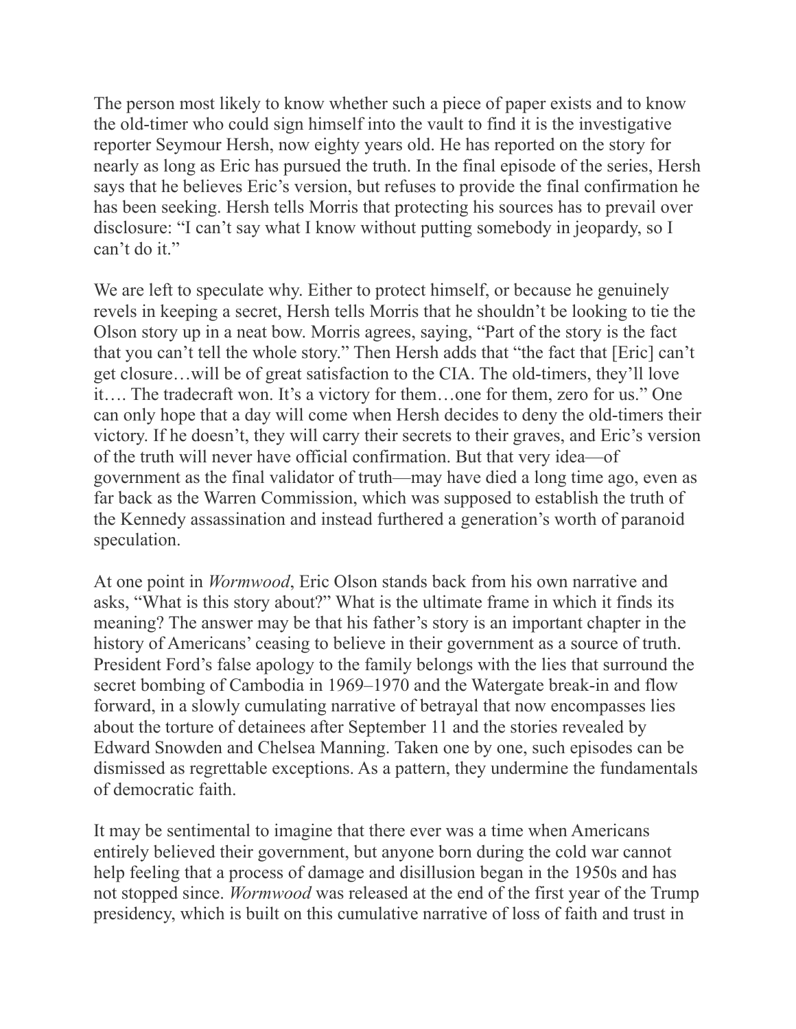The person most likely to know whether such a piece of paper exists and to know the old-timer who could sign himself into the vault to find it is the investigative reporter Seymour Hersh, now eighty years old. He has reported on the story for nearly as long as Eric has pursued the truth. In the final episode of the series, Hersh says that he believes Eric's version, but refuses to provide the final confirmation he has been seeking. Hersh tells Morris that protecting his sources has to prevail over disclosure: "I can't say what I know without putting somebody in jeopardy, so I can't do it."

We are left to speculate why. Either to protect himself, or because he genuinely revels in keeping a secret, Hersh tells Morris that he shouldn't be looking to tie the Olson story up in a neat bow. Morris agrees, saying, "Part of the story is the fact that you can't tell the whole story." Then Hersh adds that "the fact that [Eric] can't get closure…will be of great satisfaction to the CIA. The old-timers, they'll love it…. The tradecraft won. It's a victory for them…one for them, zero for us." One can only hope that a day will come when Hersh decides to deny the old-timers their victory. If he doesn't, they will carry their secrets to their graves, and Eric's version of the truth will never have official confirmation. But that very idea—of government as the final validator of truth—may have died a long time ago, even as far back as the Warren Commission, which was supposed to establish the truth of the Kennedy assassination and instead furthered a generation's worth of paranoid speculation.

At one point in *Wormwood*, Eric Olson stands back from his own narrative and asks, "What is this story about?" What is the ultimate frame in which it finds its meaning? The answer may be that his father's story is an important chapter in the history of Americans' ceasing to believe in their government as a source of truth. President Ford's false apology to the family belongs with the lies that surround the secret bombing of Cambodia in 1969–1970 and the Watergate break-in and flow forward, in a slowly cumulating narrative of betrayal that now encompasses lies about the torture of detainees after September 11 and the stories revealed by Edward Snowden and Chelsea Manning. Taken one by one, such episodes can be dismissed as regrettable exceptions. As a pattern, they undermine the fundamentals of democratic faith.

It may be sentimental to imagine that there ever was a time when Americans entirely believed their government, but anyone born during the cold war cannot help feeling that a process of damage and disillusion began in the 1950s and has not stopped since. *Wormwood* was released at the end of the first year of the Trump presidency, which is built on this cumulative narrative of loss of faith and trust in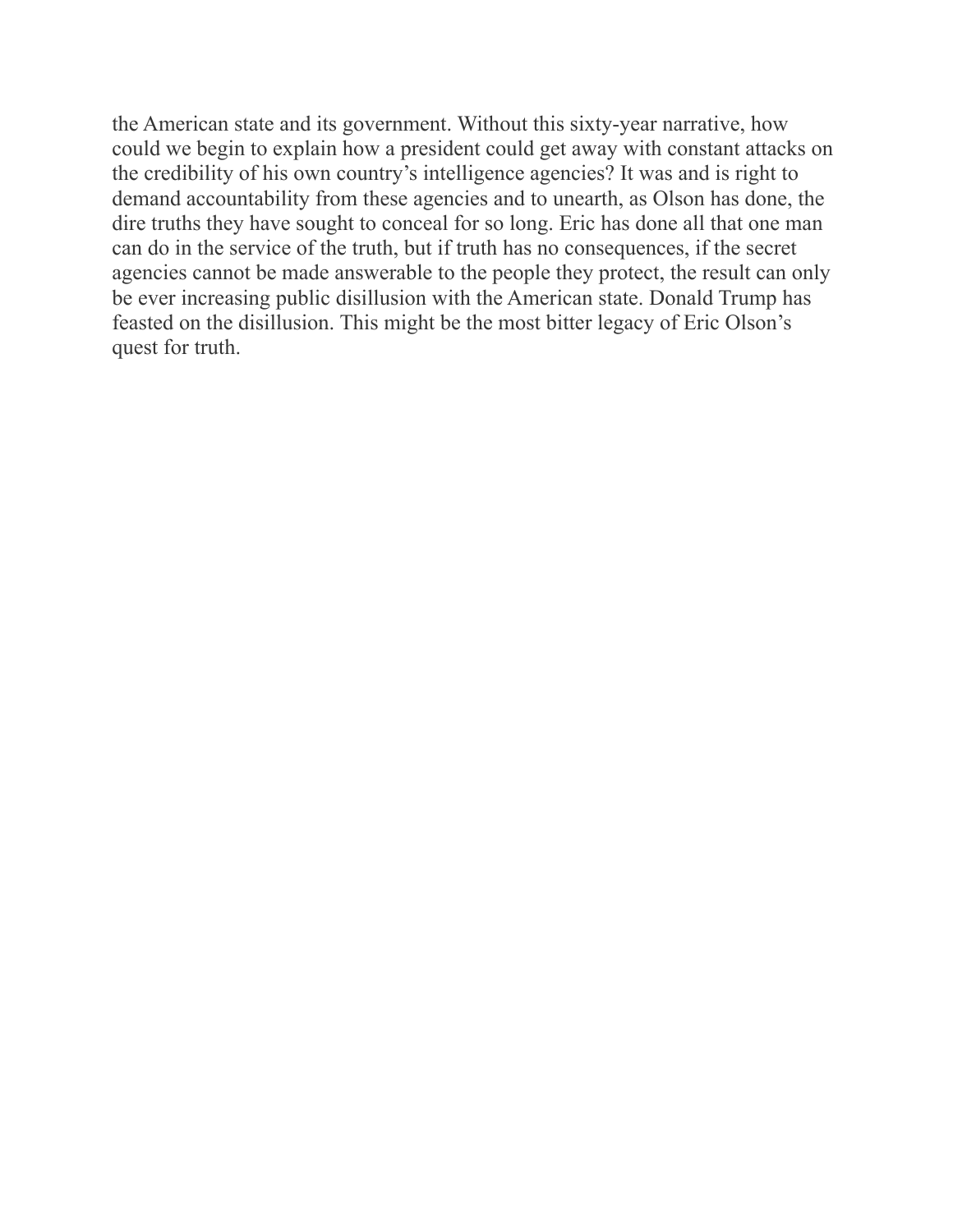the American state and its government. Without this sixty-year narrative, how could we begin to explain how a president could get away with constant attacks on the credibility of his own country's intelligence agencies? It was and is right to demand accountability from these agencies and to unearth, as Olson has done, the dire truths they have sought to conceal for so long. Eric has done all that one man can do in the service of the truth, but if truth has no consequences, if the secret agencies cannot be made answerable to the people they protect, the result can only be ever increasing public disillusion with the American state. Donald Trump has feasted on the disillusion. This might be the most bitter legacy of Eric Olson's quest for truth.